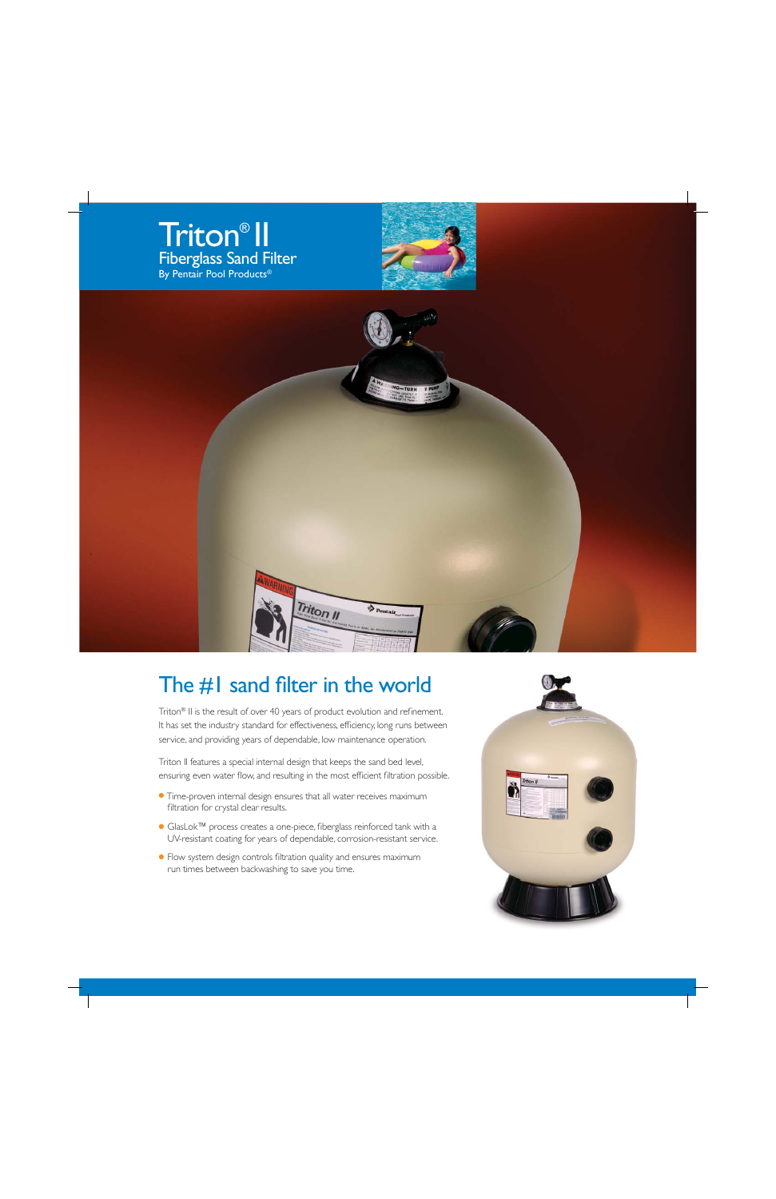# Triton® II

## Fiberglass Sand Filter

By Pentair Pool Products®

## The #1 sand filter in the world

Triton® II is the result of over 40 years of product evolution and refinement. It has set the industry standard for effectiveness, efficiency, long runs between service, and providing years of dependable, low maintenance operation.

Triton II features a special internal design that keeps the sand bed level, ensuring even water flow, and resulting in the most efficient filtration possible.

- Time-proven internal design ensures that all water receives maximum filtration for crystal clear results.
- GlasLok™ process creates a one-piece, fiberglass reinforced tank with a UV-resistant coating for years of dependable, corrosion-resistant service.
- Flow system design controls filtration quality and ensures maximum run times between backwashing to save you time.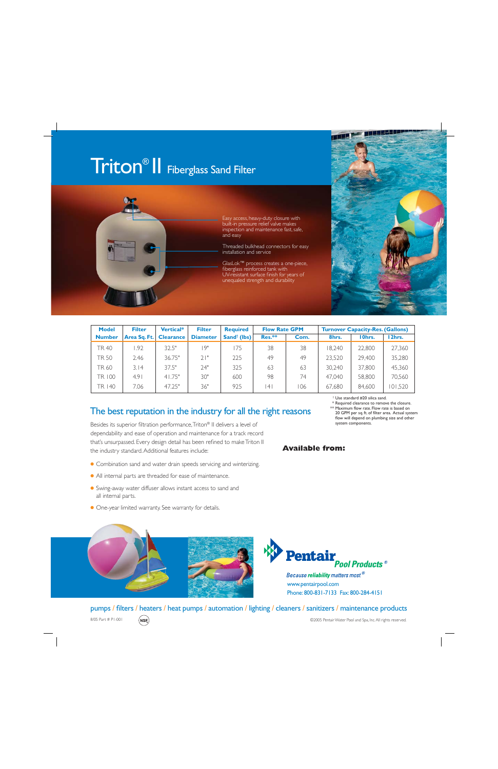# Triton® II Fiberglass Sand Filter

Easy access, heavy-duty closure with built-in pressure relief valve makes inspection and maintenance fast, safe, and easy

Threaded bulkhead connectors for easy installation and service

GlasLok™ process creates a one-piece, fiberglass reinforced tank with UV-resistant surface finish for years of unequaled strength and durability

| Model Number | Filter Area Sq. Ft. | Vertical* Clearance | Filter Diameter | Required Sand† (lbs) | Flow Rate GPM | | Turnover Capacity-Res. (Gallons) | | |
|---|---|---|---|---|---|---|---|---|---|
| | | | | | Res.** | Com. | 8hrs. | 10hrs. | 12hrs. |
| TR 40 | 1.92 | 32.5" | 19" | 175 | 38 | 38 | 18,240 | 22,800 | 27,360 |
| TR 50 | 2.46 | 36.75" | 21" | 225 | 49 | 49 | 23,520 | 29,400 | 35,280 |
| TR 60 | 3.14 | 37.5" | 24" | 325 | 63 | 63 | 30,240 | 37,800 | 45,360 |
| TR 100 | 4.91 | 41.75" | 30" | 600 | 98 | 74 | 47,040 | 58,800 | 70,560 |
| TR 140 | 7.06 | 47.25" | 36" | 925 | 141 | 106 | 67,680 | 84,600 | 101,520 |

† Use standard #20 silica sand.
\* Required clearance to remove the closure.
\** Maximum flow rate. Flow rate is based on 20 GPM per sq. ft. of filter area. Actual system flow will depend on plumbing size and other system components.

## The best reputation in the industry for all the right reasons

Besides its superior filtration performance, Triton® II delivers a level of dependability and ease of operation and maintenance for a track record that's unsurpassed. Every design detail has been refined to make Triton II the industry standard. Additional features include:

- Combination sand and water drain speeds servicing and winterizing.
- All internal parts are threaded for ease of maintenance.
- Swing-away water diffuser allows instant access to sand and all internal parts.
- One-year limited warranty. See warranty for details.

**Available from:**

Pentair Pool Products®

*Because reliability matters most®*

www.pentairpool.com

Phone: 800-831-7133 Fax: 800-284-4151

pumps / filters / heaters / heat pumps / automation / lighting / cleaners / sanitizers / maintenance products

8/05 Part # P1-001

©2005 Pentair Water Pool and Spa, Inc. All rights reserved.